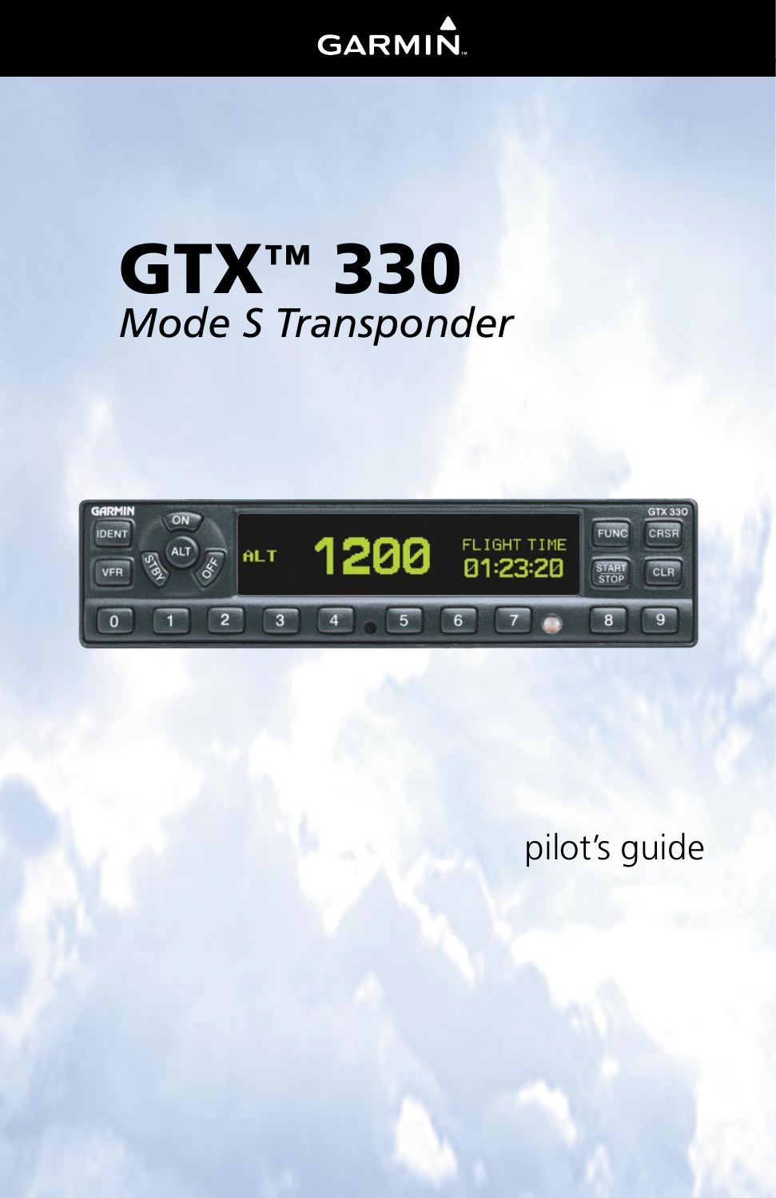GARMIN

# GTX™ 330

*Mode S Transponder*

pilot's guide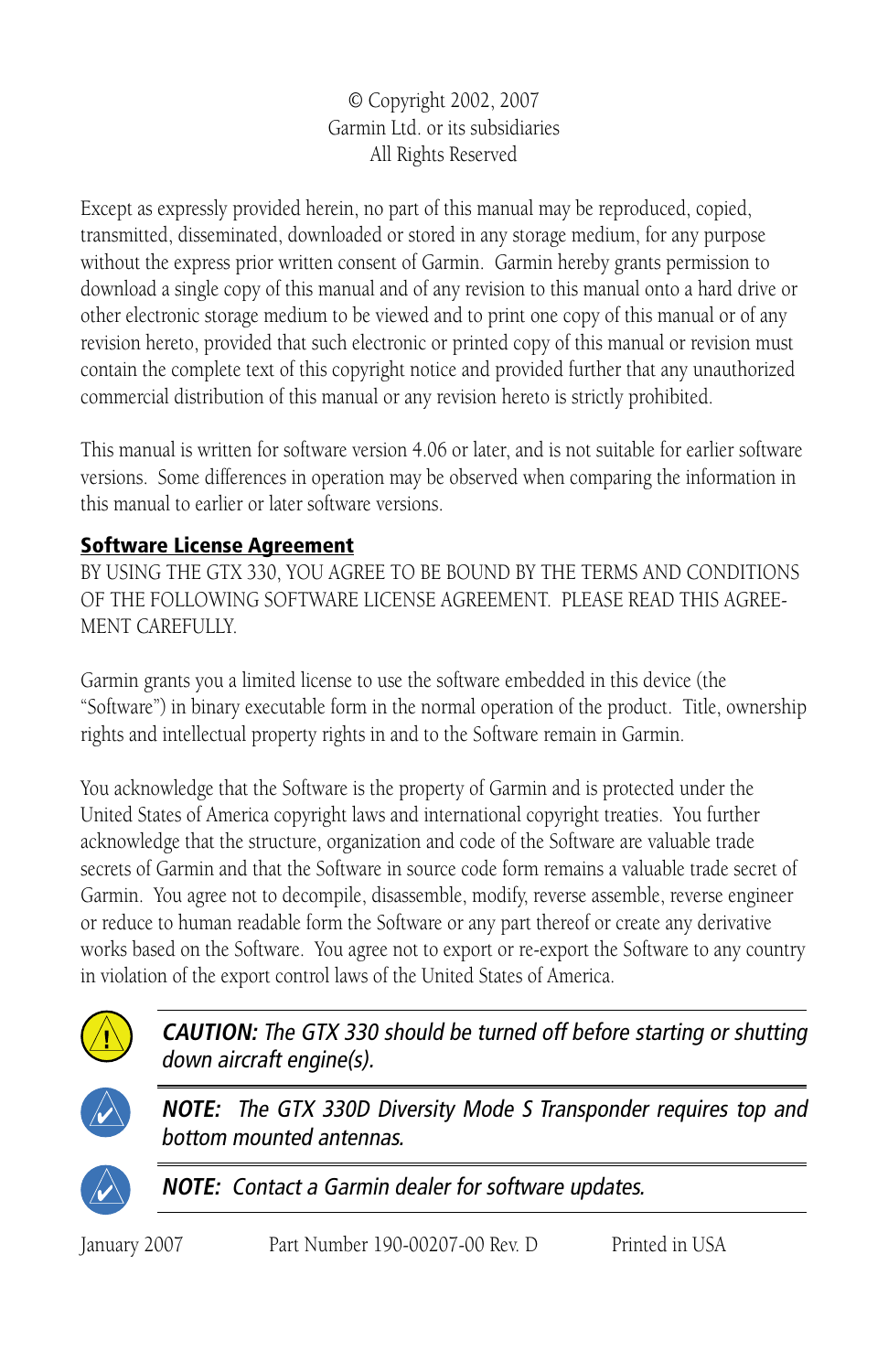© Copyright 2002, 2007
Garmin Ltd. or its subsidiaries
All Rights Reserved

Except as expressly provided herein, no part of this manual may be reproduced, copied, transmitted, disseminated, downloaded or stored in any storage medium, for any purpose without the express prior written consent of Garmin. Garmin hereby grants permission to download a single copy of this manual and of any revision to this manual onto a hard drive or other electronic storage medium to be viewed and to print one copy of this manual or of any revision hereto, provided that such electronic or printed copy of this manual or revision must contain the complete text of this copyright notice and provided further that any unauthorized commercial distribution of this manual or any revision hereto is strictly prohibited.

This manual is written for software version 4.06 or later, and is not suitable for earlier software versions. Some differences in operation may be observed when comparing the information in this manual to earlier or later software versions.

**Software License Agreement**

BY USING THE GTX 330, YOU AGREE TO BE BOUND BY THE TERMS AND CONDITIONS OF THE FOLLOWING SOFTWARE LICENSE AGREEMENT. PLEASE READ THIS AGREEMENT CAREFULLY.

Garmin grants you a limited license to use the software embedded in this device (the "Software") in binary executable form in the normal operation of the product. Title, ownership rights and intellectual property rights in and to the Software remain in Garmin.

You acknowledge that the Software is the property of Garmin and is protected under the United States of America copyright laws and international copyright treaties. You further acknowledge that the structure, organization and code of the Software are valuable trade secrets of Garmin and that the Software in source code form remains a valuable trade secret of Garmin. You agree not to decompile, disassemble, modify, reverse assemble, reverse engineer or reduce to human readable form the Software or any part thereof or create any derivative works based on the Software. You agree not to export or re-export the Software to any country in violation of the export control laws of the United States of America.

***CAUTION:** The GTX 330 should be turned off before starting or shutting down aircraft engine(s).*

***NOTE:** The GTX 330D Diversity Mode S Transponder requires top and bottom mounted antennas.*

***NOTE:** Contact a Garmin dealer for software updates.*

January 2007 Part Number 190-00207-00 Rev. D Printed in USA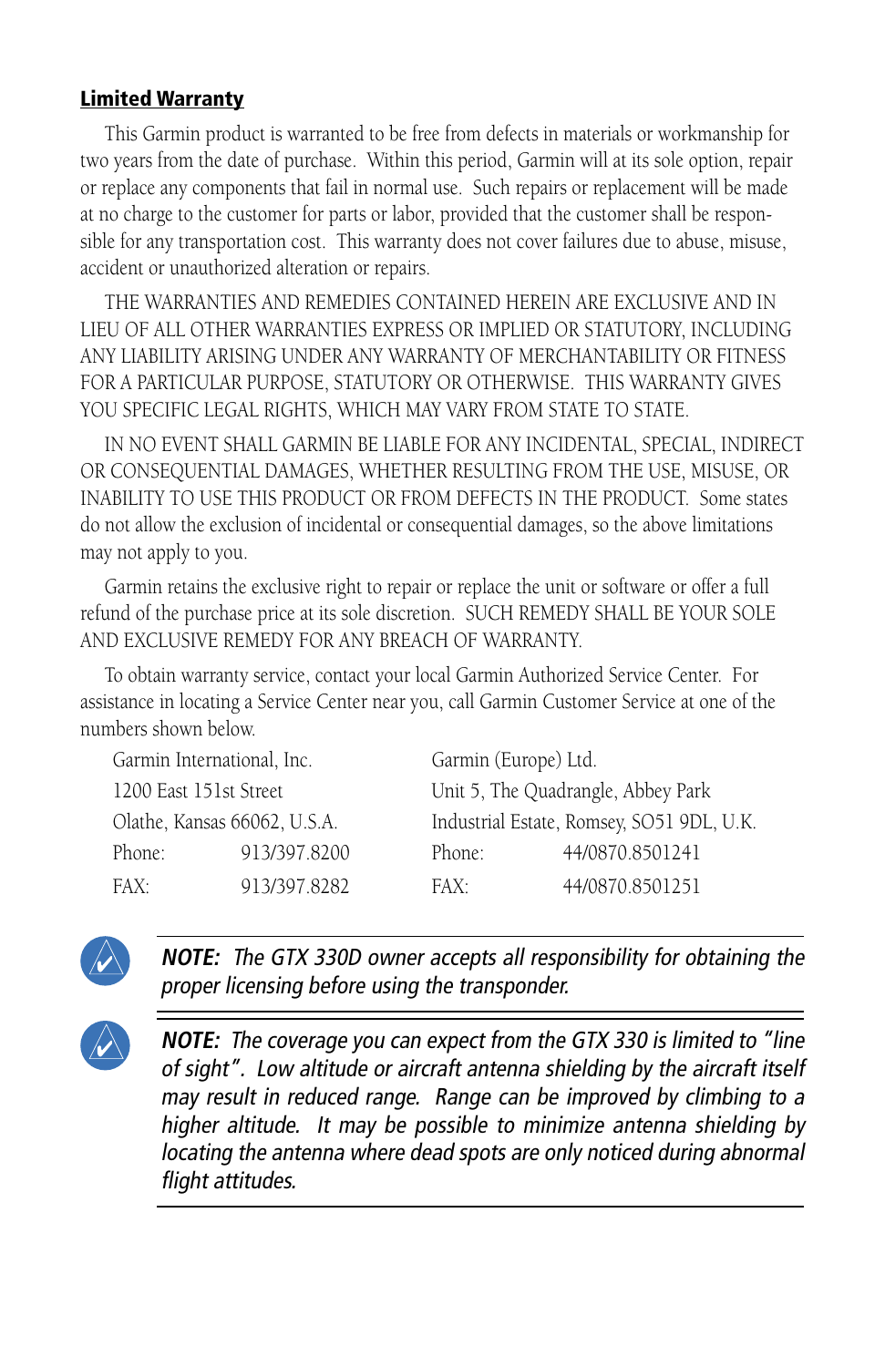## Limited Warranty

This Garmin product is warranted to be free from defects in materials or workmanship for two years from the date of purchase. Within this period, Garmin will at its sole option, repair or replace any components that fail in normal use. Such repairs or replacement will be made at no charge to the customer for parts or labor, provided that the customer shall be responsible for any transportation cost. This warranty does not cover failures due to abuse, misuse, accident or unauthorized alteration or repairs.

THE WARRANTIES AND REMEDIES CONTAINED HEREIN ARE EXCLUSIVE AND IN LIEU OF ALL OTHER WARRANTIES EXPRESS OR IMPLIED OR STATUTORY, INCLUDING ANY LIABILITY ARISING UNDER ANY WARRANTY OF MERCHANTABILITY OR FITNESS FOR A PARTICULAR PURPOSE, STATUTORY OR OTHERWISE. THIS WARRANTY GIVES YOU SPECIFIC LEGAL RIGHTS, WHICH MAY VARY FROM STATE TO STATE.

IN NO EVENT SHALL GARMIN BE LIABLE FOR ANY INCIDENTAL, SPECIAL, INDIRECT OR CONSEQUENTIAL DAMAGES, WHETHER RESULTING FROM THE USE, MISUSE, OR INABILITY TO USE THIS PRODUCT OR FROM DEFECTS IN THE PRODUCT. Some states do not allow the exclusion of incidental or consequential damages, so the above limitations may not apply to you.

Garmin retains the exclusive right to repair or replace the unit or software or offer a full refund of the purchase price at its sole discretion. SUCH REMEDY SHALL BE YOUR SOLE AND EXCLUSIVE REMEDY FOR ANY BREACH OF WARRANTY.

To obtain warranty service, contact your local Garmin Authorized Service Center. For assistance in locating a Service Center near you, call Garmin Customer Service at one of the numbers shown below.

| Garmin International, Inc. | | Garmin (Europe) Ltd. | |
|---|---|---|---|
| 1200 East 151st Street | | Unit 5, The Quadrangle, Abbey Park | |
| Olathe, Kansas 66062, U.S.A. | | Industrial Estate, Romsey, SO51 9DL, U.K. | |
| Phone: | 913/397.8200 | Phone: | 44/0870.8501241 |
| FAX: | 913/397.8282 | FAX: | 44/0870.8501251 |

***NOTE:** The GTX 330D owner accepts all responsibility for obtaining the proper licensing before using the transponder.*

***NOTE:** The coverage you can expect from the GTX 330 is limited to "line of sight". Low altitude or aircraft antenna shielding by the aircraft itself may result in reduced range. Range can be improved by climbing to a higher altitude. It may be possible to minimize antenna shielding by locating the antenna where dead spots are only noticed during abnormal flight attitudes.*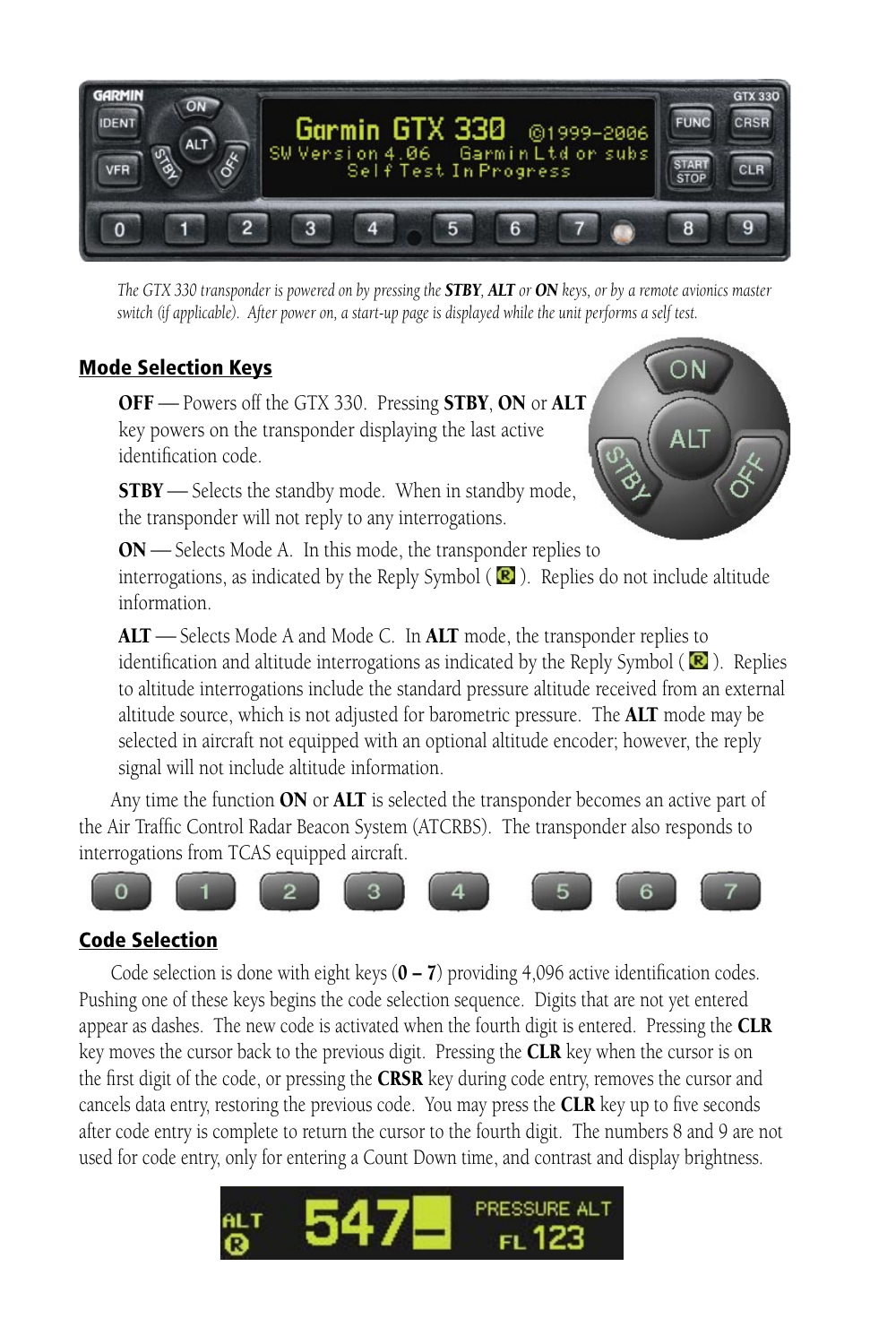*The GTX 330 transponder is powered on by pressing the* ***STBY****,* ***ALT*** *or* ***ON*** *keys, or by a remote avionics master switch (if applicable). After power on, a start-up page is displayed while the unit performs a self test.*

## Mode Selection Keys

**OFF** — Powers off the GTX 330. Pressing **STBY**, **ON** or **ALT** key powers on the transponder displaying the last active identification code.

**STBY** — Selects the standby mode. When in standby mode, the transponder will not reply to any interrogations.

**ON** — Selects Mode A. In this mode, the transponder replies to interrogations, as indicated by the Reply Symbol ( R ). Replies do not include altitude information.

**ALT** — Selects Mode A and Mode C. In **ALT** mode, the transponder replies to identification and altitude interrogations as indicated by the Reply Symbol ( R ). Replies to altitude interrogations include the standard pressure altitude received from an external altitude source, which is not adjusted for barometric pressure. The **ALT** mode may be selected in aircraft not equipped with an optional altitude encoder; however, the reply signal will not include altitude information.

Any time the function **ON** or **ALT** is selected the transponder becomes an active part of the Air Traffic Control Radar Beacon System (ATCRBS). The transponder also responds to interrogations from TCAS equipped aircraft.

## Code Selection

Code selection is done with eight keys (**0 – 7**) providing 4,096 active identification codes. Pushing one of these keys begins the code selection sequence. Digits that are not yet entered appear as dashes. The new code is activated when the fourth digit is entered. Pressing the **CLR** key moves the cursor back to the previous digit. Pressing the **CLR** key when the cursor is on the first digit of the code, or pressing the **CRSR** key during code entry, removes the cursor and cancels data entry, restoring the previous code. You may press the **CLR** key up to five seconds after code entry is complete to return the cursor to the fourth digit. The numbers 8 and 9 are not used for code entry, only for entering a Count Down time, and contrast and display brightness.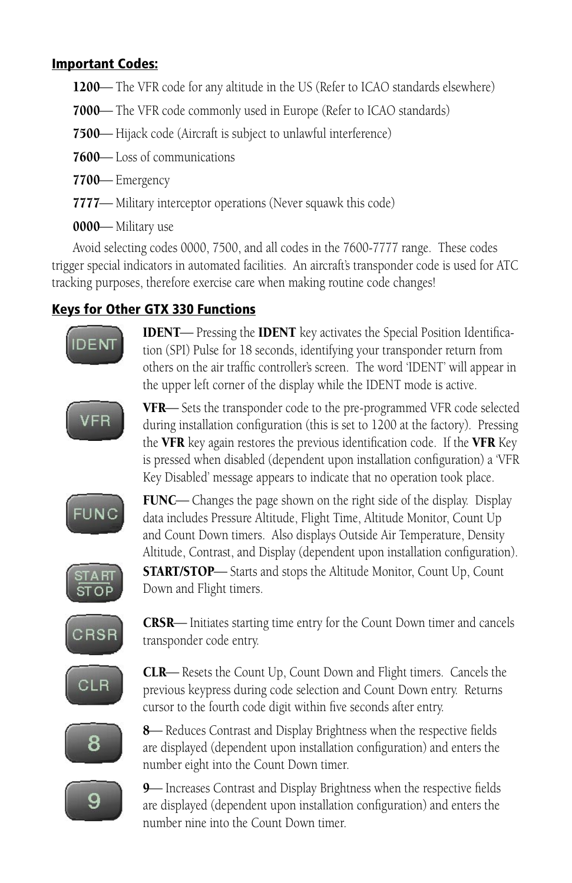## Important Codes:

**1200**— The VFR code for any altitude in the US (Refer to ICAO standards elsewhere)

**7000**— The VFR code commonly used in Europe (Refer to ICAO standards)

**7500**— Hijack code (Aircraft is subject to unlawful interference)

**7600**— Loss of communications

**7700**— Emergency

**7777**— Military interceptor operations (Never squawk this code)

**0000**— Military use

Avoid selecting codes 0000, 7500, and all codes in the 7600-7777 range. These codes trigger special indicators in automated facilities. An aircraft's transponder code is used for ATC tracking purposes, therefore exercise care when making routine code changes!

## Keys for Other GTX 330 Functions

**IDENT**— Pressing the **IDENT** key activates the Special Position Identification (SPI) Pulse for 18 seconds, identifying your transponder return from others on the air traffic controller's screen. The word 'IDENT' will appear in the upper left corner of the display while the IDENT mode is active.

**VFR**— Sets the transponder code to the pre-programmed VFR code selected during installation configuration (this is set to 1200 at the factory). Pressing the **VFR** key again restores the previous identification code. If the **VFR** Key is pressed when disabled (dependent upon installation configuration) a 'VFR Key Disabled' message appears to indicate that no operation took place.

**FUNC**— Changes the page shown on the right side of the display. Display data includes Pressure Altitude, Flight Time, Altitude Monitor, Count Up and Count Down timers. Also displays Outside Air Temperature, Density Altitude, Contrast, and Display (dependent upon installation configuration).

**START/STOP**— Starts and stops the Altitude Monitor, Count Up, Count Down and Flight timers.

**CRSR**— Initiates starting time entry for the Count Down timer and cancels transponder code entry.

**CLR**— Resets the Count Up, Count Down and Flight timers. Cancels the previous keypress during code selection and Count Down entry. Returns cursor to the fourth code digit within five seconds after entry.

**8**— Reduces Contrast and Display Brightness when the respective fields are displayed (dependent upon installation configuration) and enters the number eight into the Count Down timer.

**9**— Increases Contrast and Display Brightness when the respective fields are displayed (dependent upon installation configuration) and enters the number nine into the Count Down timer.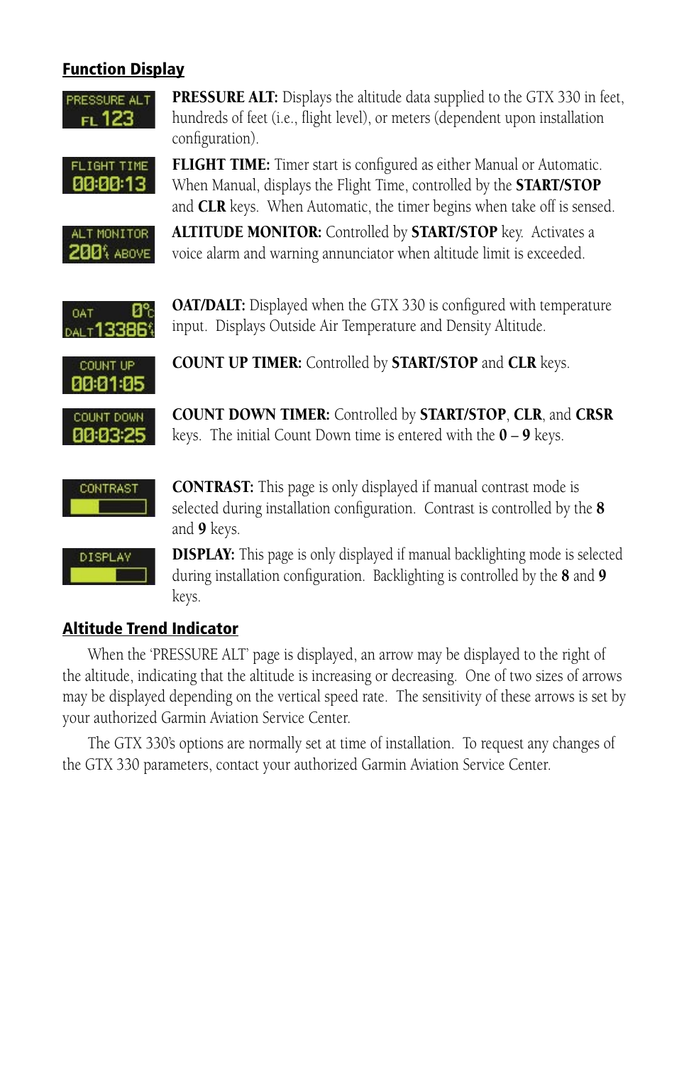## Function Display

**PRESSURE ALT:** Displays the altitude data supplied to the GTX 330 in feet, hundreds of feet (i.e., flight level), or meters (dependent upon installation configuration).

**FLIGHT TIME:** Timer start is configured as either Manual or Automatic. When Manual, displays the Flight Time, controlled by the **START/STOP** and **CLR** keys. When Automatic, the timer begins when take off is sensed.

**ALTITUDE MONITOR:** Controlled by **START/STOP** key. Activates a voice alarm and warning annunciator when altitude limit is exceeded.

**OAT/DALT:** Displayed when the GTX 330 is configured with temperature input. Displays Outside Air Temperature and Density Altitude.

**COUNT UP TIMER:** Controlled by **START/STOP** and **CLR** keys.

**COUNT DOWN TIMER:** Controlled by **START/STOP**, **CLR**, and **CRSR** keys. The initial Count Down time is entered with the **0** – **9** keys.

**CONTRAST:** This page is only displayed if manual contrast mode is selected during installation configuration. Contrast is controlled by the **8** and **9** keys.

**DISPLAY:** This page is only displayed if manual backlighting mode is selected during installation configuration. Backlighting is controlled by the **8** and **9** keys.

## Altitude Trend Indicator

When the 'PRESSURE ALT' page is displayed, an arrow may be displayed to the right of the altitude, indicating that the altitude is increasing or decreasing. One of two sizes of arrows may be displayed depending on the vertical speed rate. The sensitivity of these arrows is set by your authorized Garmin Aviation Service Center.

The GTX 330's options are normally set at time of installation. To request any changes of the GTX 330 parameters, contact your authorized Garmin Aviation Service Center.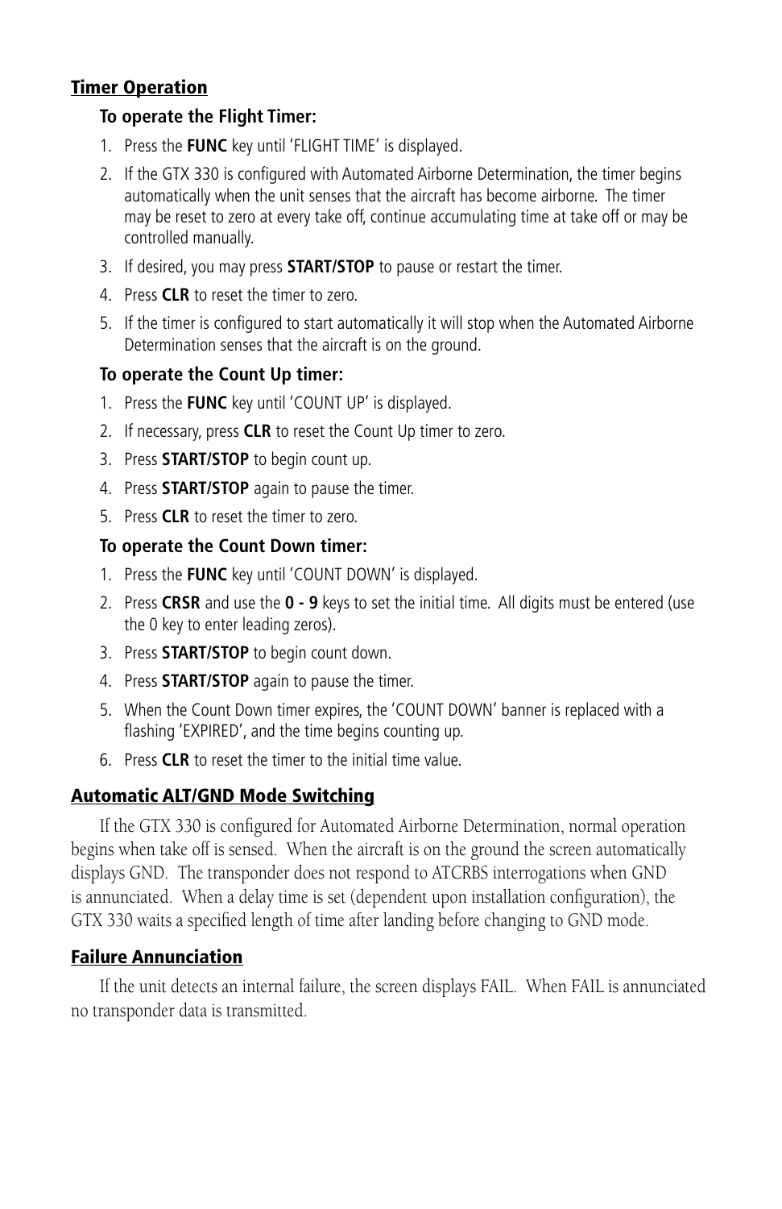## Timer Operation

**To operate the Flight Timer:**

1. Press the **FUNC** key until 'FLIGHT TIME' is displayed.
2. If the GTX 330 is configured with Automated Airborne Determination, the timer begins automatically when the unit senses that the aircraft has become airborne. The timer may be reset to zero at every take off, continue accumulating time at take off or may be controlled manually.
3. If desired, you may press **START/STOP** to pause or restart the timer.
4. Press **CLR** to reset the timer to zero.
5. If the timer is configured to start automatically it will stop when the Automated Airborne Determination senses that the aircraft is on the ground.

**To operate the Count Up timer:**

1. Press the **FUNC** key until 'COUNT UP' is displayed.
2. If necessary, press **CLR** to reset the Count Up timer to zero.
3. Press **START/STOP** to begin count up.
4. Press **START/STOP** again to pause the timer.
5. Press **CLR** to reset the timer to zero.

**To operate the Count Down timer:**

1. Press the **FUNC** key until 'COUNT DOWN' is displayed.
2. Press **CRSR** and use the **0 - 9** keys to set the initial time. All digits must be entered (use the 0 key to enter leading zeros).
3. Press **START/STOP** to begin count down.
4. Press **START/STOP** again to pause the timer.
5. When the Count Down timer expires, the 'COUNT DOWN' banner is replaced with a flashing 'EXPIRED', and the time begins counting up.
6. Press **CLR** to reset the timer to the initial time value.

## Automatic ALT/GND Mode Switching

If the GTX 330 is configured for Automated Airborne Determination, normal operation begins when take off is sensed. When the aircraft is on the ground the screen automatically displays GND. The transponder does not respond to ATCRBS interrogations when GND is annunciated. When a delay time is set (dependent upon installation configuration), the GTX 330 waits a specified length of time after landing before changing to GND mode.

## Failure Annunciation

If the unit detects an internal failure, the screen displays FAIL. When FAIL is annunciated no transponder data is transmitted.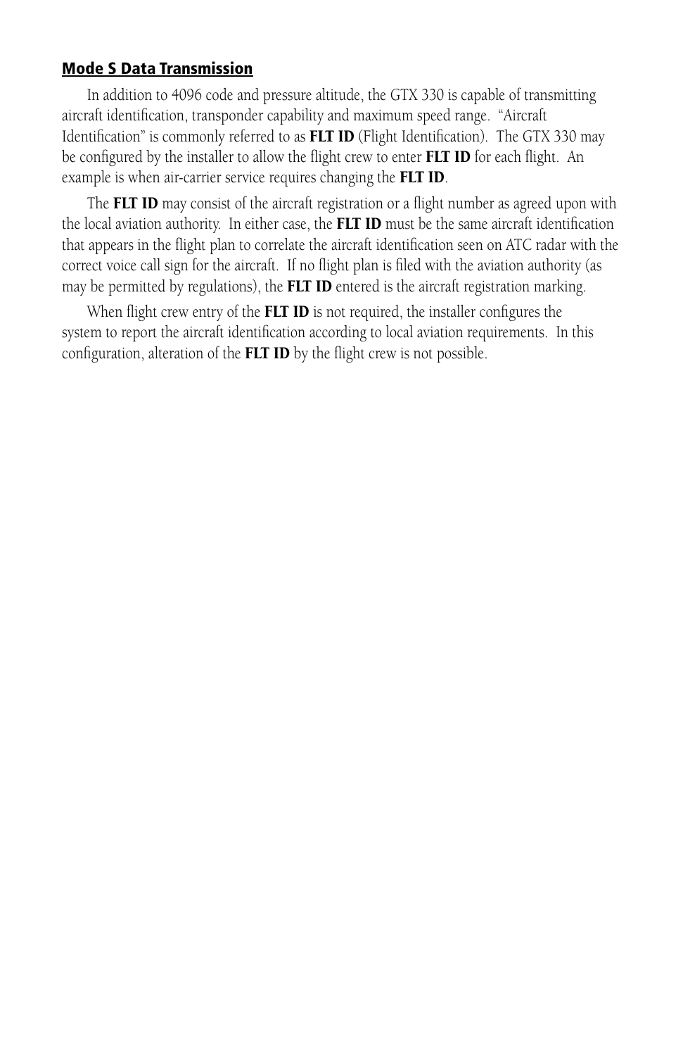## Mode S Data Transmission

In addition to 4096 code and pressure altitude, the GTX 330 is capable of transmitting aircraft identification, transponder capability and maximum speed range. "Aircraft Identification" is commonly referred to as **FLT ID** (Flight Identification). The GTX 330 may be configured by the installer to allow the flight crew to enter **FLT ID** for each flight. An example is when air-carrier service requires changing the **FLT ID**.

The **FLT ID** may consist of the aircraft registration or a flight number as agreed upon with the local aviation authority. In either case, the **FLT ID** must be the same aircraft identification that appears in the flight plan to correlate the aircraft identification seen on ATC radar with the correct voice call sign for the aircraft. If no flight plan is filed with the aviation authority (as may be permitted by regulations), the **FLT ID** entered is the aircraft registration marking.

When flight crew entry of the **FLT ID** is not required, the installer configures the system to report the aircraft identification according to local aviation requirements. In this configuration, alteration of the **FLT ID** by the flight crew is not possible.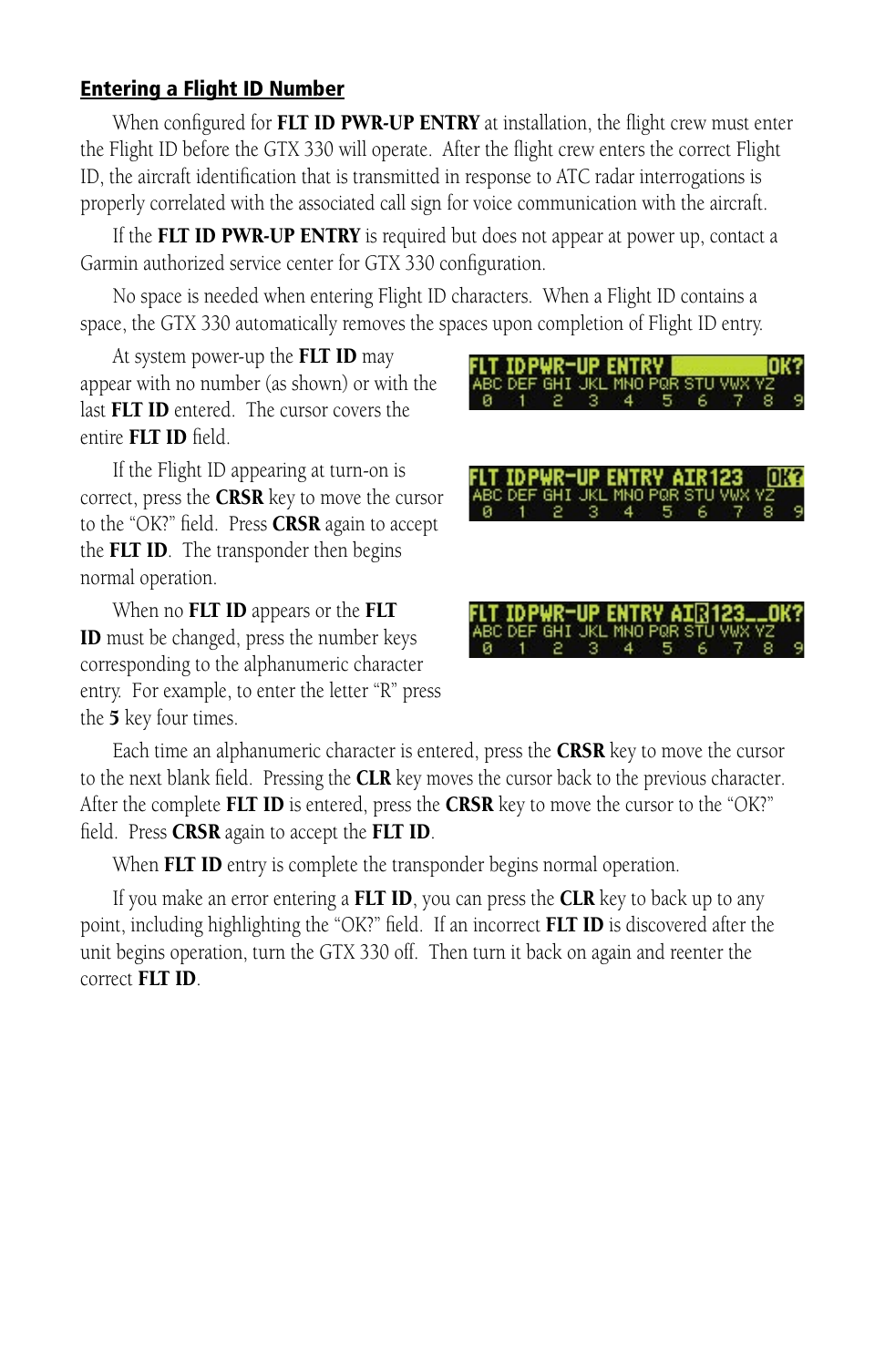## Entering a Flight ID Number

When configured for **FLT ID PWR-UP ENTRY** at installation, the flight crew must enter the Flight ID before the GTX 330 will operate. After the flight crew enters the correct Flight ID, the aircraft identification that is transmitted in response to ATC radar interrogations is properly correlated with the associated call sign for voice communication with the aircraft.

If the **FLT ID PWR-UP ENTRY** is required but does not appear at power up, contact a Garmin authorized service center for GTX 330 configuration.

No space is needed when entering Flight ID characters. When a Flight ID contains a space, the GTX 330 automatically removes the spaces upon completion of Flight ID entry.

At system power-up the **FLT ID** may appear with no number (as shown) or with the last **FLT ID** entered. The cursor covers the entire **FLT ID** field.

If the Flight ID appearing at turn-on is correct, press the **CRSR** key to move the cursor to the “OK?” field. Press **CRSR** again to accept the **FLT ID**. The transponder then begins normal operation.

When no **FLT ID** appears or the **FLT ID** must be changed, press the number keys corresponding to the alphanumeric character entry. For example, to enter the letter “R” press the **5** key four times.

Each time an alphanumeric character is entered, press the **CRSR** key to move the cursor to the next blank field. Pressing the **CLR** key moves the cursor back to the previous character. After the complete **FLT ID** is entered, press the **CRSR** key to move the cursor to the “OK?” field. Press **CRSR** again to accept the **FLT ID**.

When **FLT ID** entry is complete the transponder begins normal operation.

If you make an error entering a **FLT ID**, you can press the **CLR** key to back up to any point, including highlighting the “OK?” field. If an incorrect **FLT ID** is discovered after the unit begins operation, turn the GTX 330 off. Then turn it back on again and reenter the correct **FLT ID**.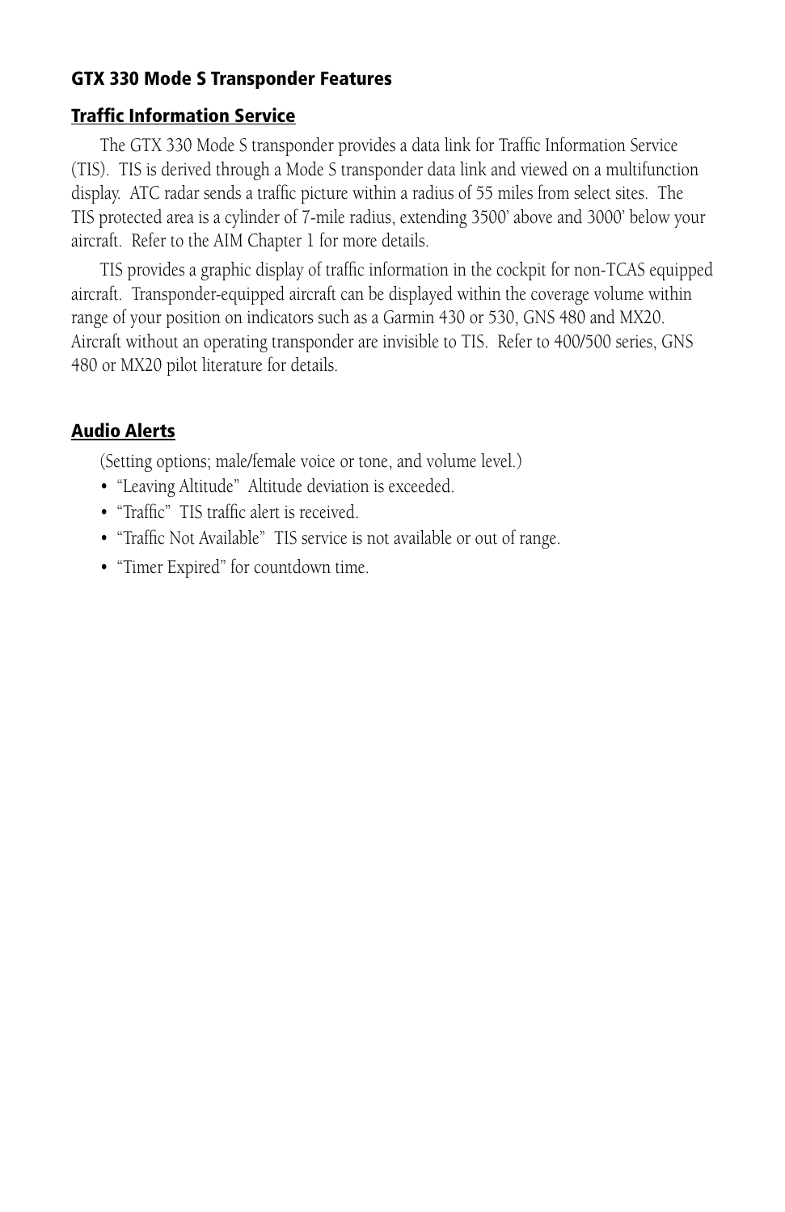## GTX 330 Mode S Transponder Features

### Traffic Information Service

The GTX 330 Mode S transponder provides a data link for Traffic Information Service (TIS). TIS is derived through a Mode S transponder data link and viewed on a multifunction display. ATC radar sends a traffic picture within a radius of 55 miles from select sites. The TIS protected area is a cylinder of 7-mile radius, extending 3500' above and 3000' below your aircraft. Refer to the AIM Chapter 1 for more details.

TIS provides a graphic display of traffic information in the cockpit for non-TCAS equipped aircraft. Transponder-equipped aircraft can be displayed within the coverage volume within range of your position on indicators such as a Garmin 430 or 530, GNS 480 and MX20. Aircraft without an operating transponder are invisible to TIS. Refer to 400/500 series, GNS 480 or MX20 pilot literature for details.

### Audio Alerts

(Setting options; male/female voice or tone, and volume level.)

- "Leaving Altitude" Altitude deviation is exceeded.
- "Traffic" TIS traffic alert is received.
- "Traffic Not Available" TIS service is not available or out of range.
- "Timer Expired" for countdown time.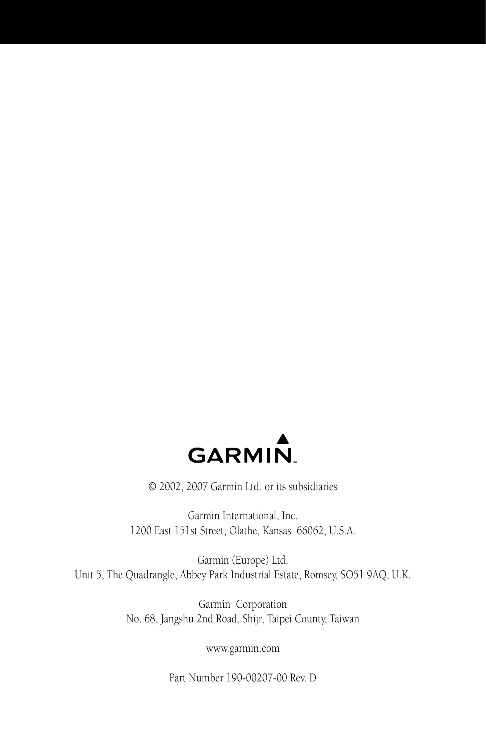GARMIN™

© 2002, 2007 Garmin Ltd. or its subsidiaries

Garmin International, Inc.
1200 East 151st Street, Olathe, Kansas 66062, U.S.A.

Garmin (Europe) Ltd.
Unit 5, The Quadrangle, Abbey Park Industrial Estate, Romsey, SO51 9AQ, U.K.

Garmin Corporation
No. 68, Jangshu 2nd Road, Shijr, Taipei County, Taiwan

www.garmin.com

Part Number 190-00207-00 Rev. D